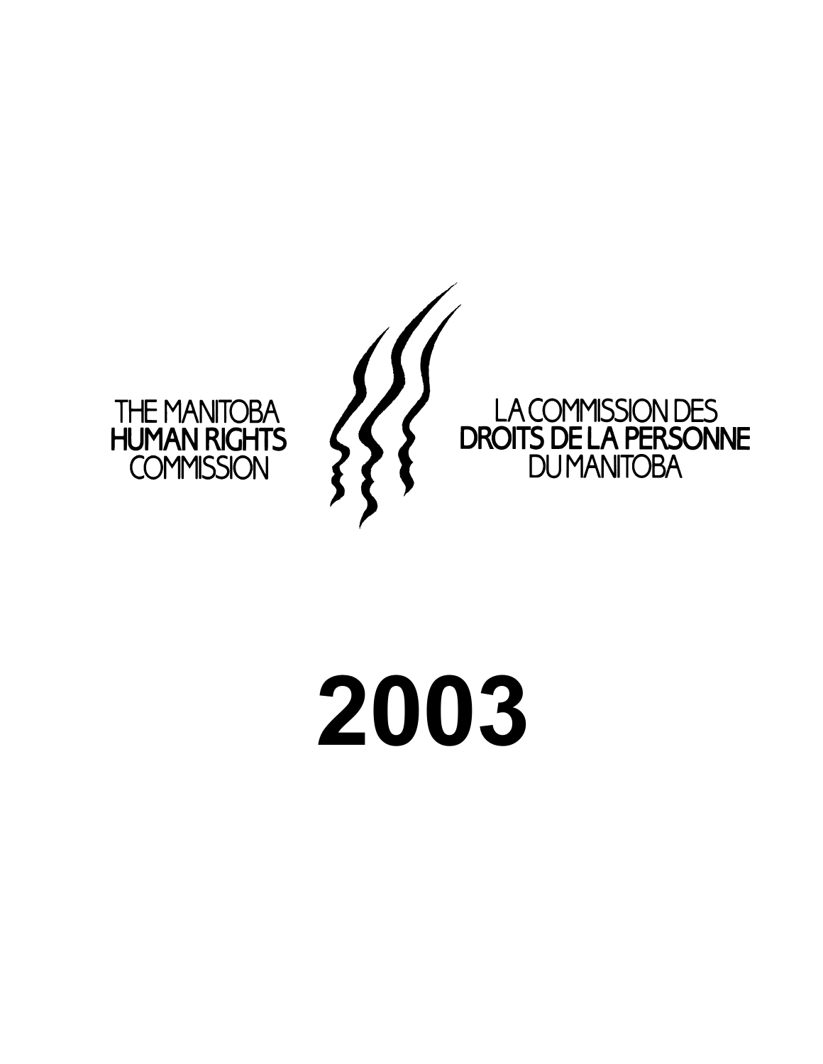THE MANITOBA
**HUMAN RIGHTS**
COMMISSION

LA COMMISSION DES
**DROITS DE LA PERSONNE**
DU MANITOBA

# 2003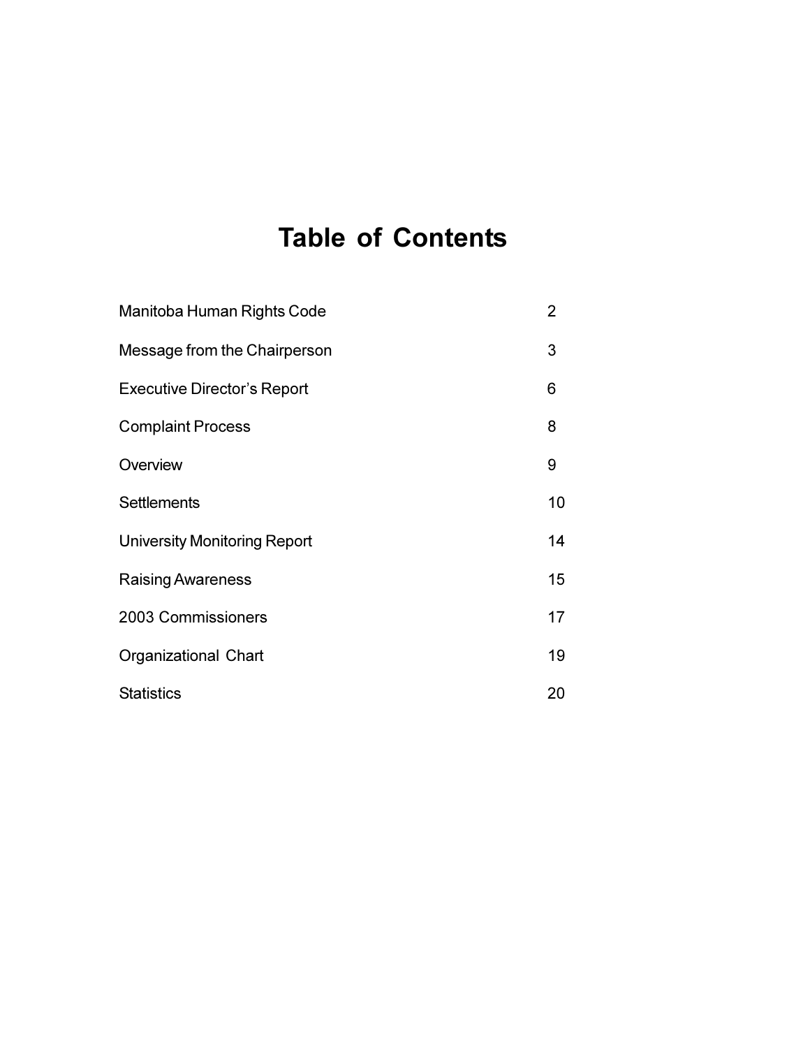# Table of Contents

| | |
|---|---|
| Manitoba Human Rights Code | 2 |
| Message from the Chairperson | 3 |
| Executive Director's Report | 6 |
| Complaint Process | 8 |
| Overview | 9 |
| Settlements | 10 |
| University Monitoring Report | 14 |
| Raising Awareness | 15 |
| 2003 Commissioners | 17 |
| Organizational Chart | 19 |
| Statistics | 20 |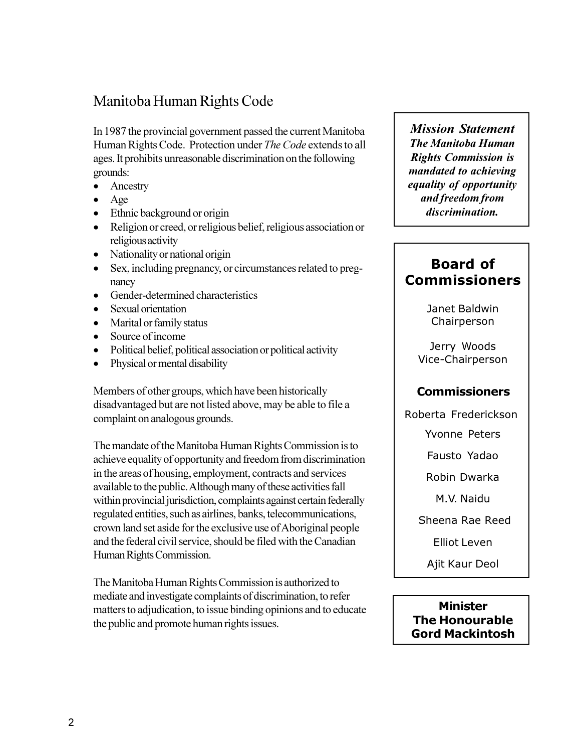## Manitoba Human Rights Code

In 1987 the provincial government passed the current Manitoba Human Rights Code. Protection under *The Code* extends to all ages. It prohibits unreasonable discrimination on the following grounds:

- Ancestry
- Age
- Ethnic background or origin
- Religion or creed, or religious belief, religious association or religious activity
- Nationality or national origin
- Sex, including pregnancy, or circumstances related to pregnancy
- Gender-determined characteristics
- Sexual orientation
- Marital or family status
- Source of income
- Political belief, political association or political activity
- Physical or mental disability

Members of other groups, which have been historically disadvantaged but are not listed above, may be able to file a complaint on analogous grounds.

The mandate of the Manitoba Human Rights Commission is to achieve equality of opportunity and freedom from discrimination in the areas of housing, employment, contracts and services available to the public. Although many of these activities fall within provincial jurisdiction, complaints against certain federally regulated entities, such as airlines, banks, telecommunications, crown land set aside for the exclusive use of Aboriginal people and the federal civil service, should be filed with the Canadian Human Rights Commission.

The Manitoba Human Rights Commission is authorized to mediate and investigate complaints of discrimination, to refer matters to adjudication, to issue binding opinions and to educate the public and promote human rights issues.

***Mission Statement***
***The Manitoba Human Rights Commission is mandated to achieving equality of opportunity and freedom from discrimination.***

### Board of Commissioners

Janet Baldwin
Chairperson

Jerry Woods
Vice-Chairperson

**Commissioners**

Roberta Frederickson

Yvonne Peters

Fausto Yadao

Robin Dwarka

M.V. Naidu

Sheena Rae Reed

Elliot Leven

Ajit Kaur Deol

**Minister**
**The Honourable Gord Mackintosh**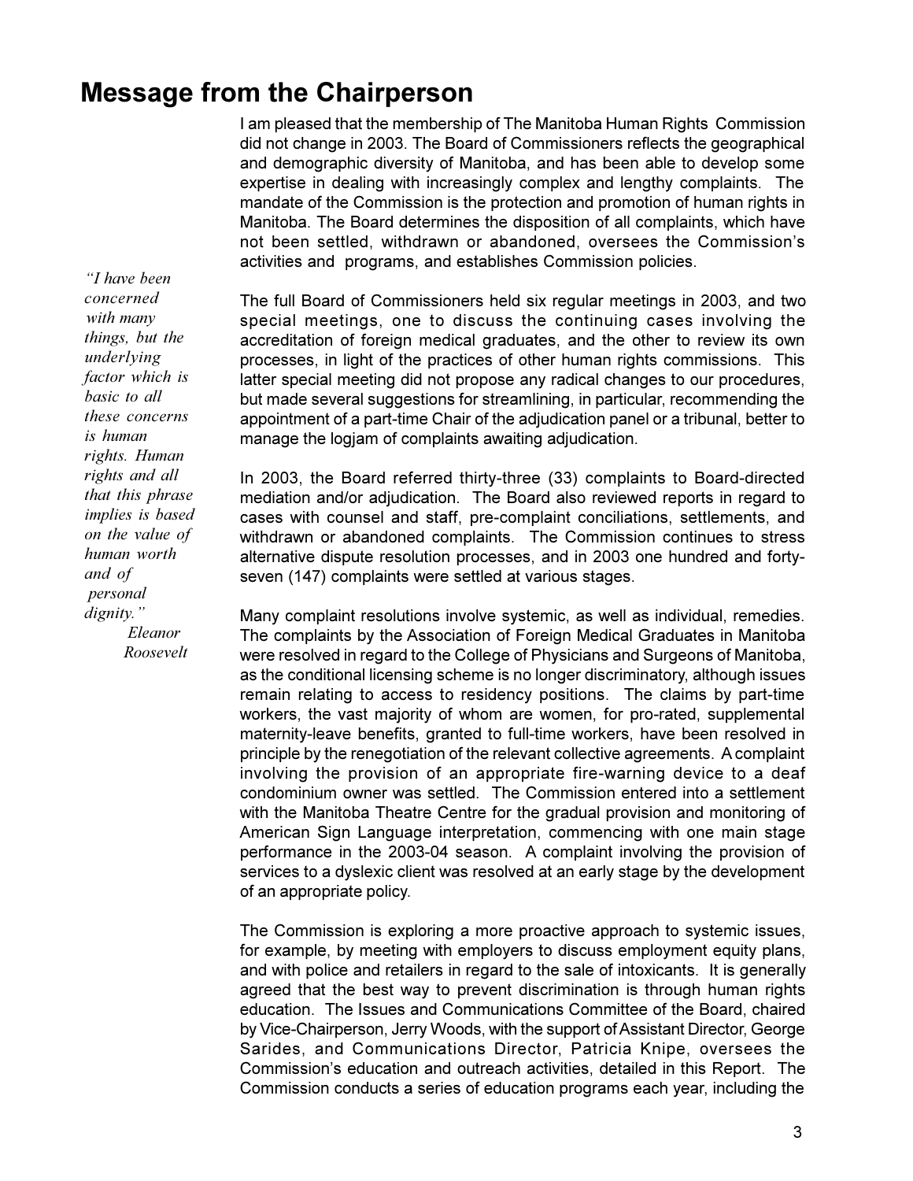# Message from the Chairperson

> *"I have been concerned with many things, but the underlying factor which is basic to all these concerns is human rights. Human rights and all that this phrase implies is based on the value of human worth and of personal dignity."*
>
> *Eleanor Roosevelt*

I am pleased that the membership of The Manitoba Human Rights Commission did not change in 2003. The Board of Commissioners reflects the geographical and demographic diversity of Manitoba, and has been able to develop some expertise in dealing with increasingly complex and lengthy complaints. The mandate of the Commission is the protection and promotion of human rights in Manitoba. The Board determines the disposition of all complaints, which have not been settled, withdrawn or abandoned, oversees the Commission's activities and programs, and establishes Commission policies.

The full Board of Commissioners held six regular meetings in 2003, and two special meetings, one to discuss the continuing cases involving the accreditation of foreign medical graduates, and the other to review its own processes, in light of the practices of other human rights commissions. This latter special meeting did not propose any radical changes to our procedures, but made several suggestions for streamlining, in particular, recommending the appointment of a part-time Chair of the adjudication panel or a tribunal, better to manage the logjam of complaints awaiting adjudication.

In 2003, the Board referred thirty-three (33) complaints to Board-directed mediation and/or adjudication. The Board also reviewed reports in regard to cases with counsel and staff, pre-complaint conciliations, settlements, and withdrawn or abandoned complaints. The Commission continues to stress alternative dispute resolution processes, and in 2003 one hundred and forty-seven (147) complaints were settled at various stages.

Many complaint resolutions involve systemic, as well as individual, remedies. The complaints by the Association of Foreign Medical Graduates in Manitoba were resolved in regard to the College of Physicians and Surgeons of Manitoba, as the conditional licensing scheme is no longer discriminatory, although issues remain relating to access to residency positions. The claims by part-time workers, the vast majority of whom are women, for pro-rated, supplemental maternity-leave benefits, granted to full-time workers, have been resolved in principle by the renegotiation of the relevant collective agreements. A complaint involving the provision of an appropriate fire-warning device to a deaf condominium owner was settled. The Commission entered into a settlement with the Manitoba Theatre Centre for the gradual provision and monitoring of American Sign Language interpretation, commencing with one main stage performance in the 2003-04 season. A complaint involving the provision of services to a dyslexic client was resolved at an early stage by the development of an appropriate policy.

The Commission is exploring a more proactive approach to systemic issues, for example, by meeting with employers to discuss employment equity plans, and with police and retailers in regard to the sale of intoxicants. It is generally agreed that the best way to prevent discrimination is through human rights education. The Issues and Communications Committee of the Board, chaired by Vice-Chairperson, Jerry Woods, with the support of Assistant Director, George Sarides, and Communications Director, Patricia Knipe, oversees the Commission's education and outreach activities, detailed in this Report. The Commission conducts a series of education programs each year, including the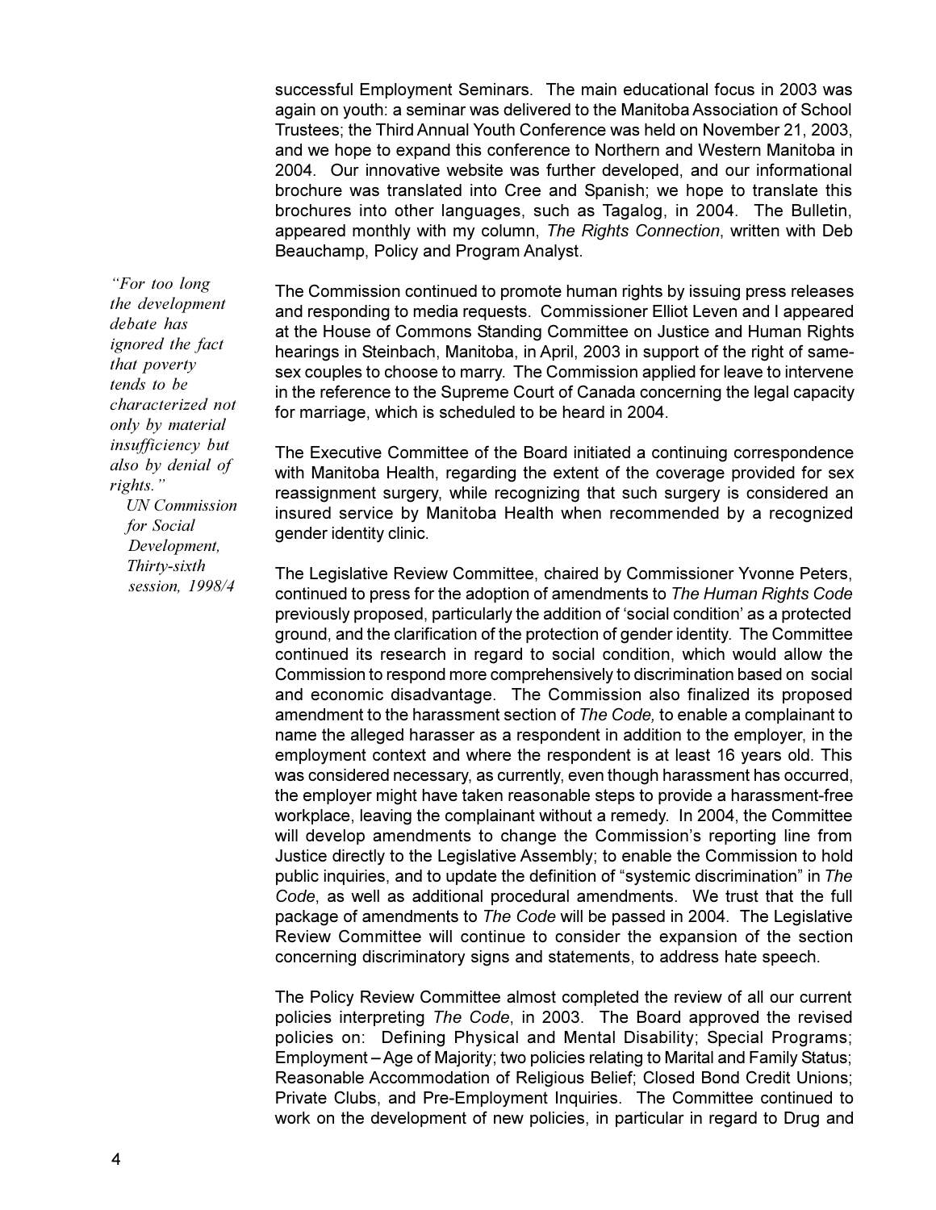successful Employment Seminars. The main educational focus in 2003 was again on youth: a seminar was delivered to the Manitoba Association of School Trustees; the Third Annual Youth Conference was held on November 21, 2003, and we hope to expand this conference to Northern and Western Manitoba in 2004. Our innovative website was further developed, and our informational brochure was translated into Cree and Spanish; we hope to translate this brochures into other languages, such as Tagalog, in 2004. The Bulletin, appeared monthly with my column, *The Rights Connection*, written with Deb Beauchamp, Policy and Program Analyst.

> *"For too long the development debate has ignored the fact that poverty tends to be characterized not only by material insufficiency but also by denial of rights."*
> *UN Commission for Social Development, Thirty-sixth session, 1998/4*

The Commission continued to promote human rights by issuing press releases and responding to media requests. Commissioner Elliot Leven and I appeared at the House of Commons Standing Committee on Justice and Human Rights hearings in Steinbach, Manitoba, in April, 2003 in support of the right of same-sex couples to choose to marry. The Commission applied for leave to intervene in the reference to the Supreme Court of Canada concerning the legal capacity for marriage, which is scheduled to be heard in 2004.

The Executive Committee of the Board initiated a continuing correspondence with Manitoba Health, regarding the extent of the coverage provided for sex reassignment surgery, while recognizing that such surgery is considered an insured service by Manitoba Health when recommended by a recognized gender identity clinic.

The Legislative Review Committee, chaired by Commissioner Yvonne Peters, continued to press for the adoption of amendments to *The Human Rights Code* previously proposed, particularly the addition of 'social condition' as a protected ground, and the clarification of the protection of gender identity. The Committee continued its research in regard to social condition, which would allow the Commission to respond more comprehensively to discrimination based on social and economic disadvantage. The Commission also finalized its proposed amendment to the harassment section of *The Code,* to enable a complainant to name the alleged harasser as a respondent in addition to the employer, in the employment context and where the respondent is at least 16 years old. This was considered necessary, as currently, even though harassment has occurred, the employer might have taken reasonable steps to provide a harassment-free workplace, leaving the complainant without a remedy. In 2004, the Committee will develop amendments to change the Commission's reporting line from Justice directly to the Legislative Assembly; to enable the Commission to hold public inquiries, and to update the definition of "systemic discrimination" in *The Code*, as well as additional procedural amendments. We trust that the full package of amendments to *The Code* will be passed in 2004. The Legislative Review Committee will continue to consider the expansion of the section concerning discriminatory signs and statements, to address hate speech.

The Policy Review Committee almost completed the review of all our current policies interpreting *The Code*, in 2003. The Board approved the revised policies on: Defining Physical and Mental Disability; Special Programs; Employment – Age of Majority; two policies relating to Marital and Family Status; Reasonable Accommodation of Religious Belief; Closed Bond Credit Unions; Private Clubs, and Pre-Employment Inquiries. The Committee continued to work on the development of new policies, in particular in regard to Drug and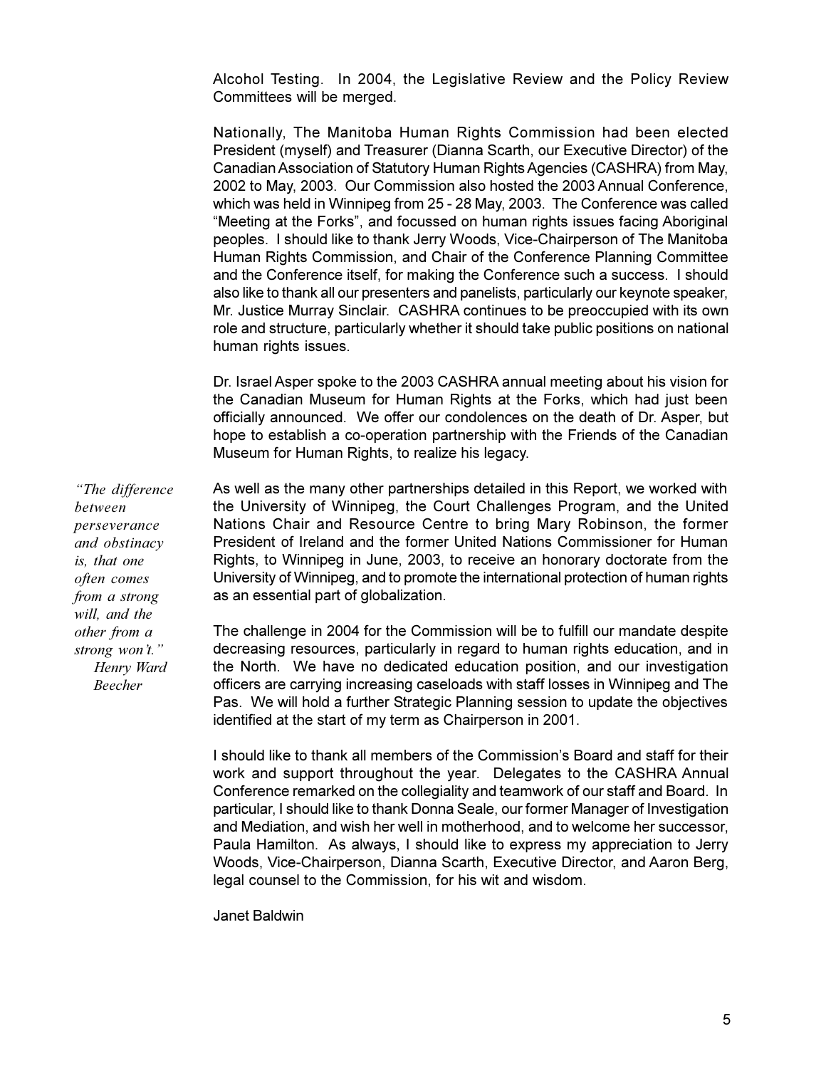Alcohol Testing. In 2004, the Legislative Review and the Policy Review Committees will be merged.

Nationally, The Manitoba Human Rights Commission had been elected President (myself) and Treasurer (Dianna Scarth, our Executive Director) of the Canadian Association of Statutory Human Rights Agencies (CASHRA) from May, 2002 to May, 2003. Our Commission also hosted the 2003 Annual Conference, which was held in Winnipeg from 25 - 28 May, 2003. The Conference was called "Meeting at the Forks", and focussed on human rights issues facing Aboriginal peoples. I should like to thank Jerry Woods, Vice-Chairperson of The Manitoba Human Rights Commission, and Chair of the Conference Planning Committee and the Conference itself, for making the Conference such a success. I should also like to thank all our presenters and panelists, particularly our keynote speaker, Mr. Justice Murray Sinclair. CASHRA continues to be preoccupied with its own role and structure, particularly whether it should take public positions on national human rights issues.

Dr. Israel Asper spoke to the 2003 CASHRA annual meeting about his vision for the Canadian Museum for Human Rights at the Forks, which had just been officially announced. We offer our condolences on the death of Dr. Asper, but hope to establish a co-operation partnership with the Friends of the Canadian Museum for Human Rights, to realize his legacy.

*"The difference between perseverance and obstinacy is, that one often comes from a strong will, and the other from a strong won't."*
*Henry Ward Beecher*

As well as the many other partnerships detailed in this Report, we worked with the University of Winnipeg, the Court Challenges Program, and the United Nations Chair and Resource Centre to bring Mary Robinson, the former President of Ireland and the former United Nations Commissioner for Human Rights, to Winnipeg in June, 2003, to receive an honorary doctorate from the University of Winnipeg, and to promote the international protection of human rights as an essential part of globalization.

The challenge in 2004 for the Commission will be to fulfill our mandate despite decreasing resources, particularly in regard to human rights education, and in the North. We have no dedicated education position, and our investigation officers are carrying increasing caseloads with staff losses in Winnipeg and The Pas. We will hold a further Strategic Planning session to update the objectives identified at the start of my term as Chairperson in 2001.

I should like to thank all members of the Commission's Board and staff for their work and support throughout the year. Delegates to the CASHRA Annual Conference remarked on the collegiality and teamwork of our staff and Board. In particular, I should like to thank Donna Seale, our former Manager of Investigation and Mediation, and wish her well in motherhood, and to welcome her successor, Paula Hamilton. As always, I should like to express my appreciation to Jerry Woods, Vice-Chairperson, Dianna Scarth, Executive Director, and Aaron Berg, legal counsel to the Commission, for his wit and wisdom.

Janet Baldwin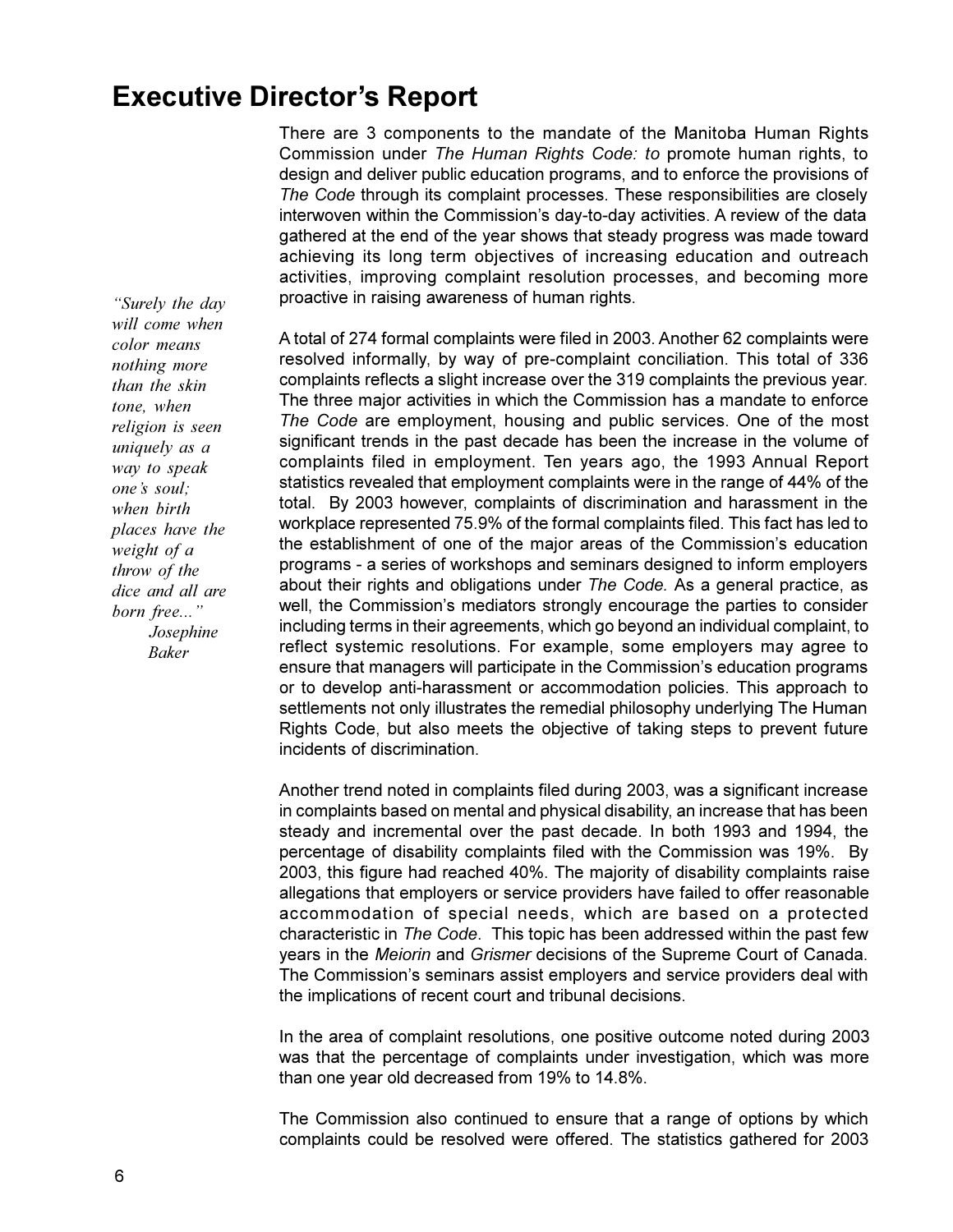# Executive Director's Report

There are 3 components to the mandate of the Manitoba Human Rights Commission under *The Human Rights Code: to* promote human rights, to design and deliver public education programs, and to enforce the provisions of *The Code* through its complaint processes. These responsibilities are closely interwoven within the Commission's day-to-day activities. A review of the data gathered at the end of the year shows that steady progress was made toward achieving its long term objectives of increasing education and outreach activities, improving complaint resolution processes, and becoming more proactive in raising awareness of human rights.

> *"Surely the day will come when color means nothing more than the skin tone, when religion is seen uniquely as a way to speak one's soul; when birth places have the weight of a throw of the dice and all are born free..."*
> *Josephine Baker*

A total of 274 formal complaints were filed in 2003. Another 62 complaints were resolved informally, by way of pre-complaint conciliation. This total of 336 complaints reflects a slight increase over the 319 complaints the previous year. The three major activities in which the Commission has a mandate to enforce *The Code* are employment, housing and public services. One of the most significant trends in the past decade has been the increase in the volume of complaints filed in employment. Ten years ago, the 1993 Annual Report statistics revealed that employment complaints were in the range of 44% of the total. By 2003 however, complaints of discrimination and harassment in the workplace represented 75.9% of the formal complaints filed. This fact has led to the establishment of one of the major areas of the Commission's education programs - a series of workshops and seminars designed to inform employers about their rights and obligations under *The Code.* As a general practice, as well, the Commission's mediators strongly encourage the parties to consider including terms in their agreements, which go beyond an individual complaint, to reflect systemic resolutions. For example, some employers may agree to ensure that managers will participate in the Commission's education programs or to develop anti-harassment or accommodation policies. This approach to settlements not only illustrates the remedial philosophy underlying The Human Rights Code, but also meets the objective of taking steps to prevent future incidents of discrimination.

Another trend noted in complaints filed during 2003, was a significant increase in complaints based on mental and physical disability, an increase that has been steady and incremental over the past decade. In both 1993 and 1994, the percentage of disability complaints filed with the Commission was 19%. By 2003, this figure had reached 40%. The majority of disability complaints raise allegations that employers or service providers have failed to offer reasonable accommodation of special needs, which are based on a protected characteristic in *The Code*. This topic has been addressed within the past few years in the *Meiorin* and *Grismer* decisions of the Supreme Court of Canada. The Commission's seminars assist employers and service providers deal with the implications of recent court and tribunal decisions.

In the area of complaint resolutions, one positive outcome noted during 2003 was that the percentage of complaints under investigation, which was more than one year old decreased from 19% to 14.8%.

The Commission also continued to ensure that a range of options by which complaints could be resolved were offered. The statistics gathered for 2003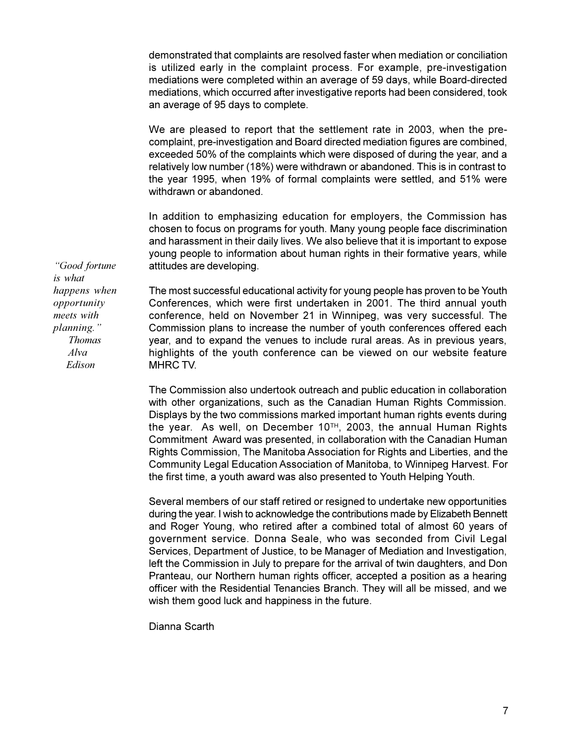demonstrated that complaints are resolved faster when mediation or conciliation is utilized early in the complaint process. For example, pre-investigation mediations were completed within an average of 59 days, while Board-directed mediations, which occurred after investigative reports had been considered, took an average of 95 days to complete.

We are pleased to report that the settlement rate in 2003, when the pre-complaint, pre-investigation and Board directed mediation figures are combined, exceeded 50% of the complaints which were disposed of during the year, and a relatively low number (18%) were withdrawn or abandoned. This is in contrast to the year 1995, when 19% of formal complaints were settled, and 51% were withdrawn or abandoned.

In addition to emphasizing education for employers, the Commission has chosen to focus on programs for youth. Many young people face discrimination and harassment in their daily lives. We also believe that it is important to expose young people to information about human rights in their formative years, while attitudes are developing.

*"Good fortune is what happens when opportunity meets with planning."*
*Thomas Alva Edison*

The most successful educational activity for young people has proven to be Youth Conferences, which were first undertaken in 2001. The third annual youth conference, held on November 21 in Winnipeg, was very successful. The Commission plans to increase the number of youth conferences offered each year, and to expand the venues to include rural areas. As in previous years, highlights of the youth conference can be viewed on our website feature MHRC TV.

The Commission also undertook outreach and public education in collaboration with other organizations, such as the Canadian Human Rights Commission. Displays by the two commissions marked important human rights events during the year. As well, on December 10TH, 2003, the annual Human Rights Commitment Award was presented, in collaboration with the Canadian Human Rights Commission, The Manitoba Association for Rights and Liberties, and the Community Legal Education Association of Manitoba, to Winnipeg Harvest. For the first time, a youth award was also presented to Youth Helping Youth.

Several members of our staff retired or resigned to undertake new opportunities during the year. I wish to acknowledge the contributions made by Elizabeth Bennett and Roger Young, who retired after a combined total of almost 60 years of government service. Donna Seale, who was seconded from Civil Legal Services, Department of Justice, to be Manager of Mediation and Investigation, left the Commission in July to prepare for the arrival of twin daughters, and Don Pranteau, our Northern human rights officer, accepted a position as a hearing officer with the Residential Tenancies Branch. They will all be missed, and we wish them good luck and happiness in the future.

Dianna Scarth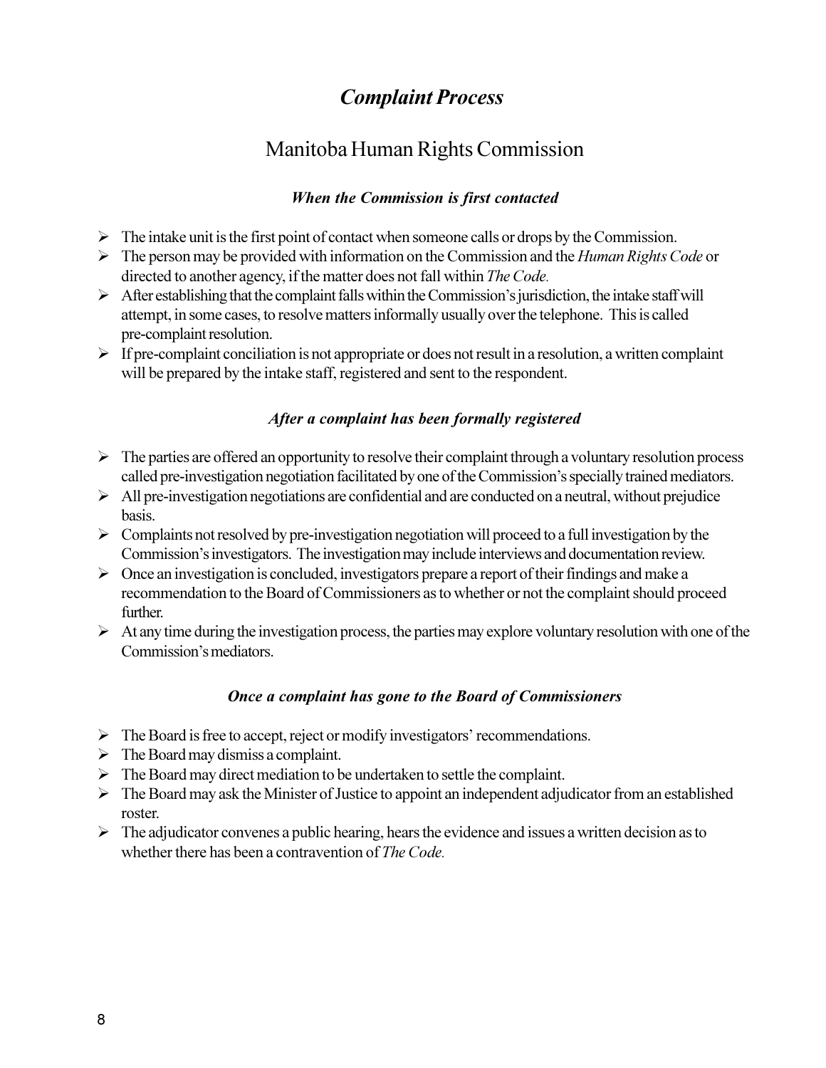# *Complaint Process*

## Manitoba Human Rights Commission

### *When the Commission is first contacted*

- The intake unit is the first point of contact when someone calls or drops by the Commission.
- The person may be provided with information on the Commission and the *Human Rights Code* or directed to another agency, if the matter does not fall within *The Code.*
- After establishing that the complaint falls within the Commission's jurisdiction, the intake staff will attempt, in some cases, to resolve matters informally usually over the telephone. This is called pre-complaint resolution.
- If pre-complaint conciliation is not appropriate or does not result in a resolution, a written complaint will be prepared by the intake staff, registered and sent to the respondent.

### *After a complaint has been formally registered*

- The parties are offered an opportunity to resolve their complaint through a voluntary resolution process called pre-investigation negotiation facilitated by one of the Commission's specially trained mediators.
- All pre-investigation negotiations are confidential and are conducted on a neutral, without prejudice basis.
- Complaints not resolved by pre-investigation negotiation will proceed to a full investigation by the Commission's investigators. The investigation may include interviews and documentation review.
- Once an investigation is concluded, investigators prepare a report of their findings and make a recommendation to the Board of Commissioners as to whether or not the complaint should proceed further.
- At any time during the investigation process, the parties may explore voluntary resolution with one of the Commission's mediators.

### *Once a complaint has gone to the Board of Commissioners*

- The Board is free to accept, reject or modify investigators' recommendations.
- The Board may dismiss a complaint.
- The Board may direct mediation to be undertaken to settle the complaint.
- The Board may ask the Minister of Justice to appoint an independent adjudicator from an established roster.
- The adjudicator convenes a public hearing, hears the evidence and issues a written decision as to whether there has been a contravention of *The Code.*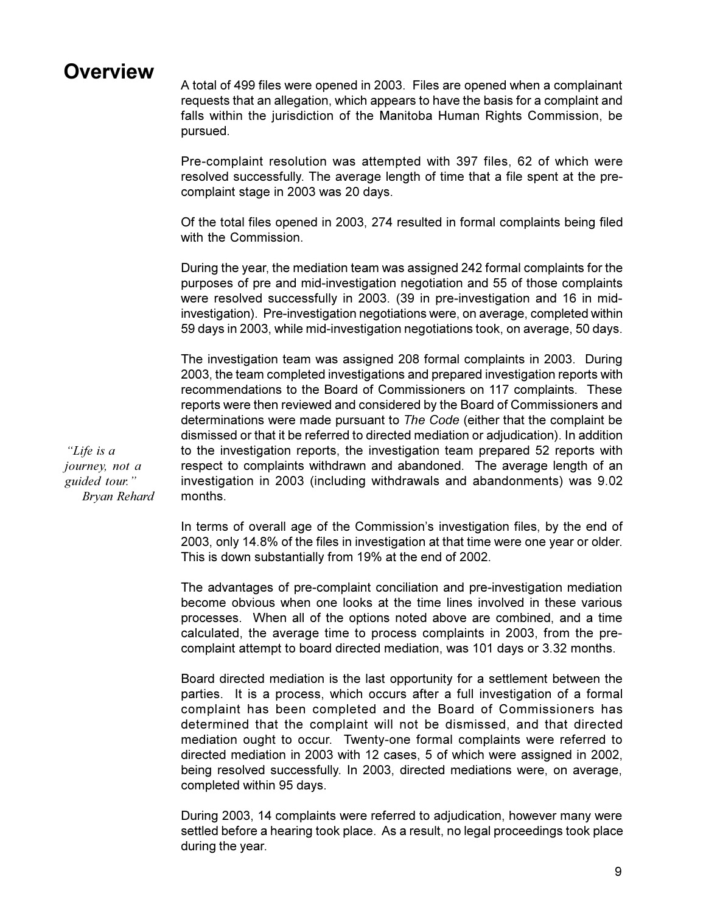# Overview

A total of 499 files were opened in 2003. Files are opened when a complainant requests that an allegation, which appears to have the basis for a complaint and falls within the jurisdiction of the Manitoba Human Rights Commission, be pursued.

Pre-complaint resolution was attempted with 397 files, 62 of which were resolved successfully. The average length of time that a file spent at the pre-complaint stage in 2003 was 20 days.

Of the total files opened in 2003, 274 resulted in formal complaints being filed with the Commission.

During the year, the mediation team was assigned 242 formal complaints for the purposes of pre and mid-investigation negotiation and 55 of those complaints were resolved successfully in 2003. (39 in pre-investigation and 16 in mid-investigation). Pre-investigation negotiations were, on average, completed within 59 days in 2003, while mid-investigation negotiations took, on average, 50 days.

The investigation team was assigned 208 formal complaints in 2003. During 2003, the team completed investigations and prepared investigation reports with recommendations to the Board of Commissioners on 117 complaints. These reports were then reviewed and considered by the Board of Commissioners and determinations were made pursuant to *The Code* (either that the complaint be dismissed or that it be referred to directed mediation or adjudication). In addition to the investigation reports, the investigation team prepared 52 reports with respect to complaints withdrawn and abandoned. The average length of an investigation in 2003 (including withdrawals and abandonments) was 9.02 months.

*"Life is a journey, not a guided tour."*
*Bryan Rehard*

In terms of overall age of the Commission's investigation files, by the end of 2003, only 14.8% of the files in investigation at that time were one year or older. This is down substantially from 19% at the end of 2002.

The advantages of pre-complaint conciliation and pre-investigation mediation become obvious when one looks at the time lines involved in these various processes. When all of the options noted above are combined, and a time calculated, the average time to process complaints in 2003, from the pre-complaint attempt to board directed mediation, was 101 days or 3.32 months.

Board directed mediation is the last opportunity for a settlement between the parties. It is a process, which occurs after a full investigation of a formal complaint has been completed and the Board of Commissioners has determined that the complaint will not be dismissed, and that directed mediation ought to occur. Twenty-one formal complaints were referred to directed mediation in 2003 with 12 cases, 5 of which were assigned in 2002, being resolved successfully. In 2003, directed mediations were, on average, completed within 95 days.

During 2003, 14 complaints were referred to adjudication, however many were settled before a hearing took place. As a result, no legal proceedings took place during the year.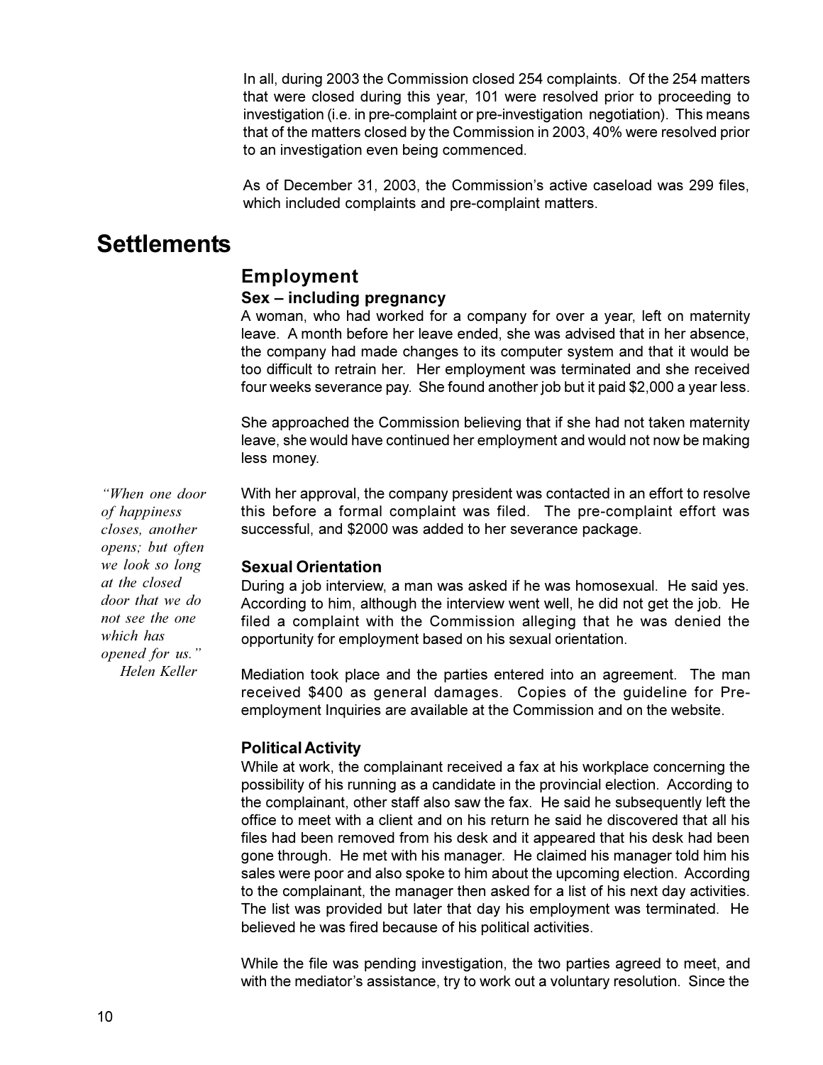In all, during 2003 the Commission closed 254 complaints. Of the 254 matters that were closed during this year, 101 were resolved prior to proceeding to investigation (i.e. in pre-complaint or pre-investigation negotiation). This means that of the matters closed by the Commission in 2003, 40% were resolved prior to an investigation even being commenced.

As of December 31, 2003, the Commission's active caseload was 299 files, which included complaints and pre-complaint matters.

# Settlements

## Employment

### Sex – including pregnancy

A woman, who had worked for a company for over a year, left on maternity leave. A month before her leave ended, she was advised that in her absence, the company had made changes to its computer system and that it would be too difficult to retrain her. Her employment was terminated and she received four weeks severance pay. She found another job but it paid $2,000 a year less.

She approached the Commission believing that if she had not taken maternity leave, she would have continued her employment and would not now be making less money.

*"When one door of happiness closes, another opens; but often we look so long at the closed door that we do not see the one which has opened for us."*
*Helen Keller*

With her approval, the company president was contacted in an effort to resolve this before a formal complaint was filed. The pre-complaint effort was successful, and $2000 was added to her severance package.

### Sexual Orientation

During a job interview, a man was asked if he was homosexual. He said yes. According to him, although the interview went well, he did not get the job. He filed a complaint with the Commission alleging that he was denied the opportunity for employment based on his sexual orientation.

Mediation took place and the parties entered into an agreement. The man received $400 as general damages. Copies of the guideline for Pre-employment Inquiries are available at the Commission and on the website.

### Political Activity

While at work, the complainant received a fax at his workplace concerning the possibility of his running as a candidate in the provincial election. According to the complainant, other staff also saw the fax. He said he subsequently left the office to meet with a client and on his return he said he discovered that all his files had been removed from his desk and it appeared that his desk had been gone through. He met with his manager. He claimed his manager told him his sales were poor and also spoke to him about the upcoming election. According to the complainant, the manager then asked for a list of his next day activities. The list was provided but later that day his employment was terminated. He believed he was fired because of his political activities.

While the file was pending investigation, the two parties agreed to meet, and with the mediator's assistance, try to work out a voluntary resolution. Since the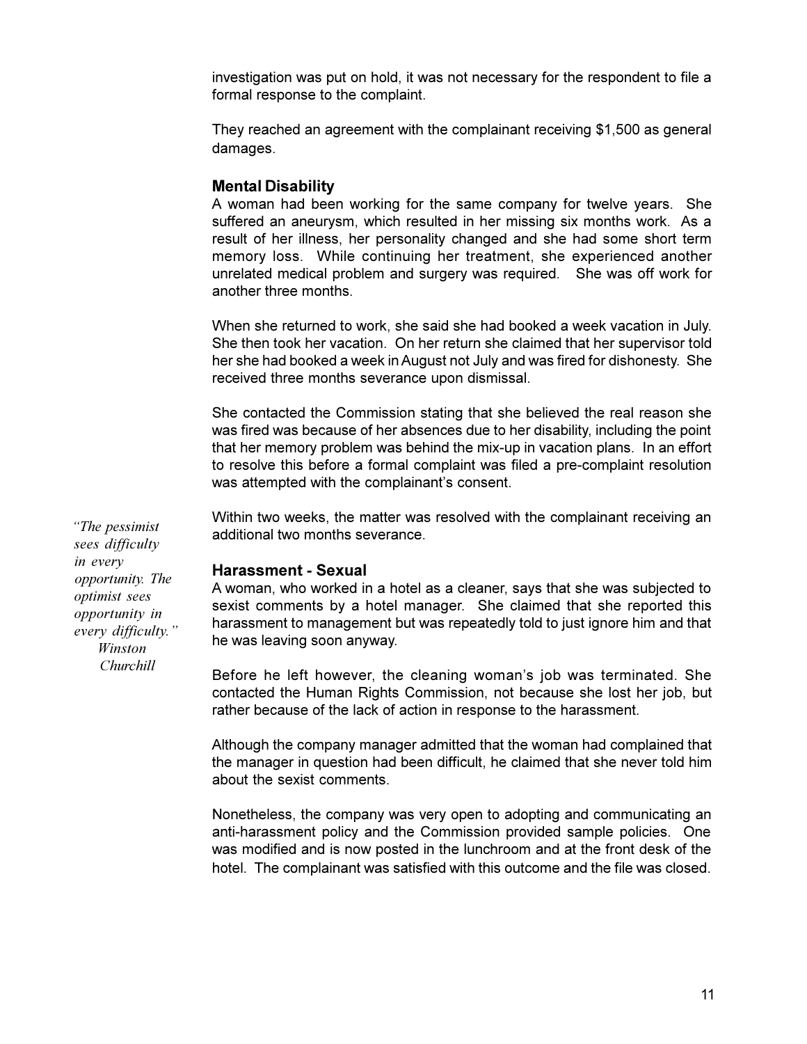investigation was put on hold, it was not necessary for the respondent to file a formal response to the complaint.

They reached an agreement with the complainant receiving $1,500 as general damages.

### Mental Disability

A woman had been working for the same company for twelve years. She suffered an aneurysm, which resulted in her missing six months work. As a result of her illness, her personality changed and she had some short term memory loss. While continuing her treatment, she experienced another unrelated medical problem and surgery was required. She was off work for another three months.

When she returned to work, she said she had booked a week vacation in July. She then took her vacation. On her return she claimed that her supervisor told her she had booked a week in August not July and was fired for dishonesty. She received three months severance upon dismissal.

She contacted the Commission stating that she believed the real reason she was fired was because of her absences due to her disability, including the point that her memory problem was behind the mix-up in vacation plans. In an effort to resolve this before a formal complaint was filed a pre-complaint resolution was attempted with the complainant's consent.

Within two weeks, the matter was resolved with the complainant receiving an additional two months severance.

*"The pessimist sees difficulty in every opportunity. The optimist sees opportunity in every difficulty."*
*Winston Churchill*

### Harassment - Sexual

A woman, who worked in a hotel as a cleaner, says that she was subjected to sexist comments by a hotel manager. She claimed that she reported this harassment to management but was repeatedly told to just ignore him and that he was leaving soon anyway.

Before he left however, the cleaning woman's job was terminated. She contacted the Human Rights Commission, not because she lost her job, but rather because of the lack of action in response to the harassment.

Although the company manager admitted that the woman had complained that the manager in question had been difficult, he claimed that she never told him about the sexist comments.

Nonetheless, the company was very open to adopting and communicating an anti-harassment policy and the Commission provided sample policies. One was modified and is now posted in the lunchroom and at the front desk of the hotel. The complainant was satisfied with this outcome and the file was closed.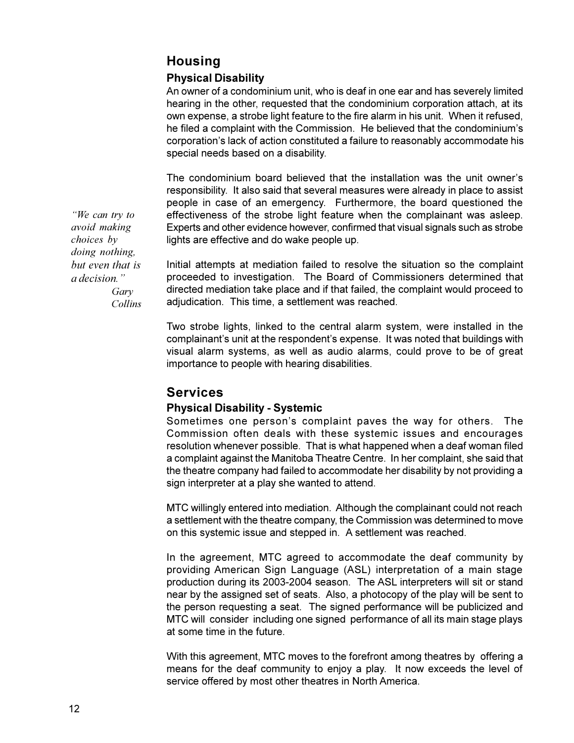## Housing

### Physical Disability

An owner of a condominium unit, who is deaf in one ear and has severely limited hearing in the other, requested that the condominium corporation attach, at its own expense, a strobe light feature to the fire alarm in his unit. When it refused, he filed a complaint with the Commission. He believed that the condominium's corporation's lack of action constituted a failure to reasonably accommodate his special needs based on a disability.

The condominium board believed that the installation was the unit owner's responsibility. It also said that several measures were already in place to assist people in case of an emergency. Furthermore, the board questioned the effectiveness of the strobe light feature when the complainant was asleep. Experts and other evidence however, confirmed that visual signals such as strobe lights are effective and do wake people up.

*"We can try to avoid making choices by doing nothing, but even that is a decision."*
*Gary Collins*

Initial attempts at mediation failed to resolve the situation so the complaint proceeded to investigation. The Board of Commissioners determined that directed mediation take place and if that failed, the complaint would proceed to adjudication. This time, a settlement was reached.

Two strobe lights, linked to the central alarm system, were installed in the complainant's unit at the respondent's expense. It was noted that buildings with visual alarm systems, as well as audio alarms, could prove to be of great importance to people with hearing disabilities.

## Services

### Physical Disability - Systemic

Sometimes one person's complaint paves the way for others. The Commission often deals with these systemic issues and encourages resolution whenever possible. That is what happened when a deaf woman filed a complaint against the Manitoba Theatre Centre. In her complaint, she said that the theatre company had failed to accommodate her disability by not providing a sign interpreter at a play she wanted to attend.

MTC willingly entered into mediation. Although the complainant could not reach a settlement with the theatre company, the Commission was determined to move on this systemic issue and stepped in. A settlement was reached.

In the agreement, MTC agreed to accommodate the deaf community by providing American Sign Language (ASL) interpretation of a main stage production during its 2003-2004 season. The ASL interpreters will sit or stand near by the assigned set of seats. Also, a photocopy of the play will be sent to the person requesting a seat. The signed performance will be publicized and MTC will consider including one signed performance of all its main stage plays at some time in the future.

With this agreement, MTC moves to the forefront among theatres by offering a means for the deaf community to enjoy a play. It now exceeds the level of service offered by most other theatres in North America.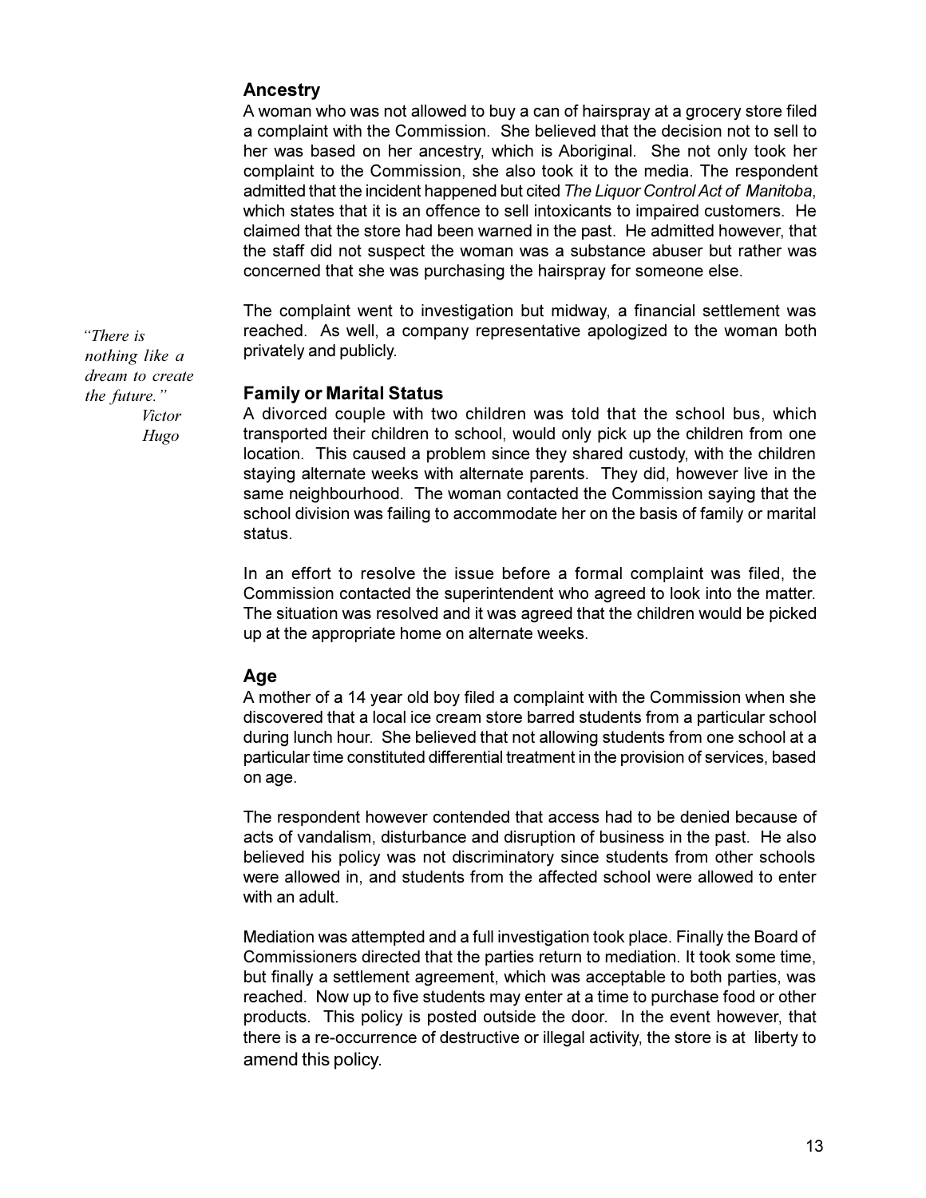### Ancestry

A woman who was not allowed to buy a can of hairspray at a grocery store filed a complaint with the Commission. She believed that the decision not to sell to her was based on her ancestry, which is Aboriginal. She not only took her complaint to the Commission, she also took it to the media. The respondent admitted that the incident happened but cited *The Liquor Control Act of Manitoba*, which states that it is an offence to sell intoxicants to impaired customers. He claimed that the store had been warned in the past. He admitted however, that the staff did not suspect the woman was a substance abuser but rather was concerned that she was purchasing the hairspray for someone else.

The complaint went to investigation but midway, a financial settlement was reached. As well, a company representative apologized to the woman both privately and publicly.

*"There is nothing like a dream to create the future."*
*Victor Hugo*

### Family or Marital Status

A divorced couple with two children was told that the school bus, which transported their children to school, would only pick up the children from one location. This caused a problem since they shared custody, with the children staying alternate weeks with alternate parents. They did, however live in the same neighbourhood. The woman contacted the Commission saying that the school division was failing to accommodate her on the basis of family or marital status.

In an effort to resolve the issue before a formal complaint was filed, the Commission contacted the superintendent who agreed to look into the matter. The situation was resolved and it was agreed that the children would be picked up at the appropriate home on alternate weeks.

### Age

A mother of a 14 year old boy filed a complaint with the Commission when she discovered that a local ice cream store barred students from a particular school during lunch hour. She believed that not allowing students from one school at a particular time constituted differential treatment in the provision of services, based on age.

The respondent however contended that access had to be denied because of acts of vandalism, disturbance and disruption of business in the past. He also believed his policy was not discriminatory since students from other schools were allowed in, and students from the affected school were allowed to enter with an adult.

Mediation was attempted and a full investigation took place. Finally the Board of Commissioners directed that the parties return to mediation. It took some time, but finally a settlement agreement, which was acceptable to both parties, was reached. Now up to five students may enter at a time to purchase food or other products. This policy is posted outside the door. In the event however, that there is a re-occurrence of destructive or illegal activity, the store is at liberty to amend this policy.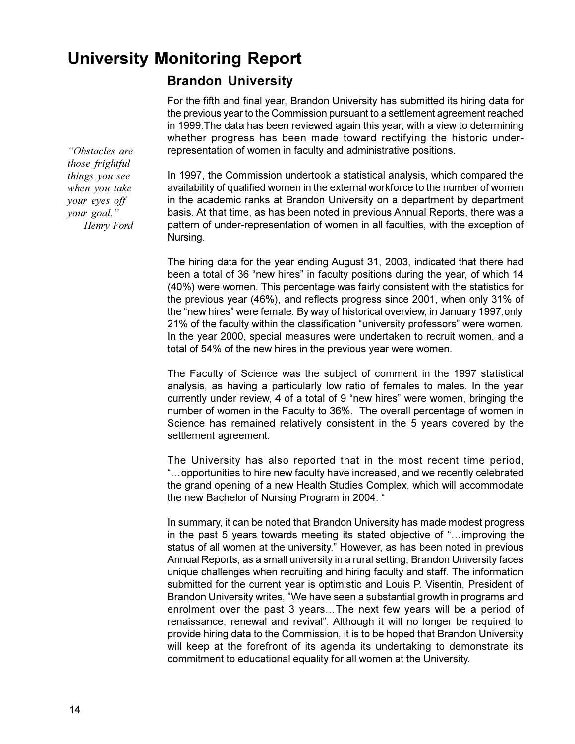# University Monitoring Report

## Brandon University

*"Obstacles are those frightful things you see when you take your eyes off your goal."*
*Henry Ford*

For the fifth and final year, Brandon University has submitted its hiring data for the previous year to the Commission pursuant to a settlement agreement reached in 1999.The data has been reviewed again this year, with a view to determining whether progress has been made toward rectifying the historic under-representation of women in faculty and administrative positions.

In 1997, the Commission undertook a statistical analysis, which compared the availability of qualified women in the external workforce to the number of women in the academic ranks at Brandon University on a department by department basis. At that time, as has been noted in previous Annual Reports, there was a pattern of under-representation of women in all faculties, with the exception of Nursing.

The hiring data for the year ending August 31, 2003, indicated that there had been a total of 36 "new hires" in faculty positions during the year, of which 14 (40%) were women. This percentage was fairly consistent with the statistics for the previous year (46%), and reflects progress since 2001, when only 31% of the "new hires" were female. By way of historical overview, in January 1997,only 21% of the faculty within the classification "university professors" were women. In the year 2000, special measures were undertaken to recruit women, and a total of 54% of the new hires in the previous year were women.

The Faculty of Science was the subject of comment in the 1997 statistical analysis, as having a particularly low ratio of females to males. In the year currently under review, 4 of a total of 9 "new hires" were women, bringing the number of women in the Faculty to 36%. The overall percentage of women in Science has remained relatively consistent in the 5 years covered by the settlement agreement.

The University has also reported that in the most recent time period, "…opportunities to hire new faculty have increased, and we recently celebrated the grand opening of a new Health Studies Complex, which will accommodate the new Bachelor of Nursing Program in 2004. "

In summary, it can be noted that Brandon University has made modest progress in the past 5 years towards meeting its stated objective of "…improving the status of all women at the university." However, as has been noted in previous Annual Reports, as a small university in a rural setting, Brandon University faces unique challenges when recruiting and hiring faculty and staff. The information submitted for the current year is optimistic and Louis P. Visentin, President of Brandon University writes, "We have seen a substantial growth in programs and enrolment over the past 3 years…The next few years will be a period of renaissance, renewal and revival". Although it will no longer be required to provide hiring data to the Commission, it is to be hoped that Brandon University will keep at the forefront of its agenda its undertaking to demonstrate its commitment to educational equality for all women at the University.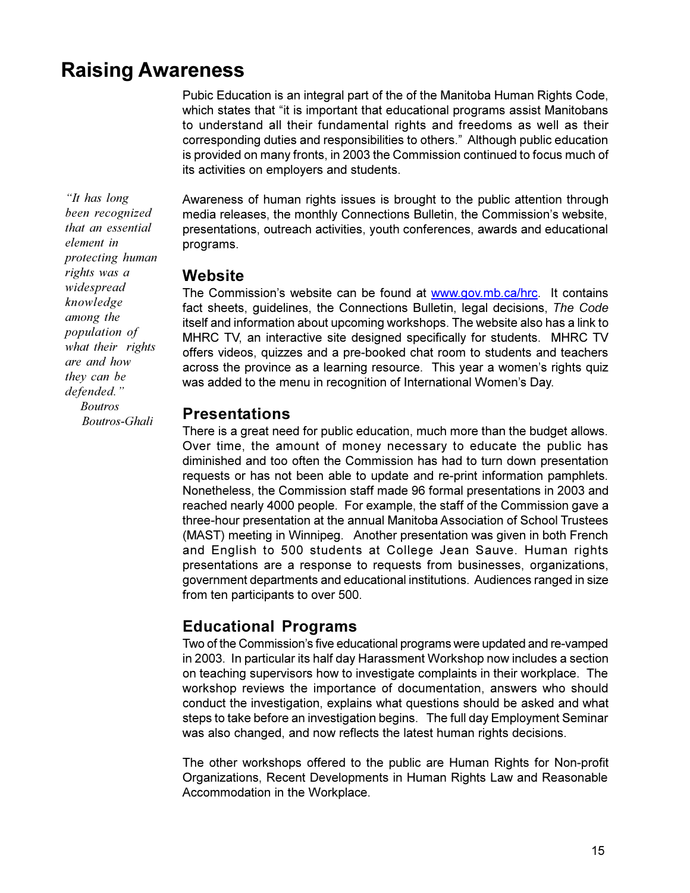# Raising Awareness

Pubic Education is an integral part of the of the Manitoba Human Rights Code, which states that "it is important that educational programs assist Manitobans to understand all their fundamental rights and freedoms as well as their corresponding duties and responsibilities to others." Although public education is provided on many fronts, in 2003 the Commission continued to focus much of its activities on employers and students.

*"It has long been recognized that an essential element in protecting human rights was a widespread knowledge among the population of what their rights are and how they can be defended."*
*Boutros Boutros-Ghali*

Awareness of human rights issues is brought to the public attention through media releases, the monthly Connections Bulletin, the Commission's website, presentations, outreach activities, youth conferences, awards and educational programs.

## Website

The Commission's website can be found at www.gov.mb.ca/hrc. It contains fact sheets, guidelines, the Connections Bulletin, legal decisions, *The Code* itself and information about upcoming workshops. The website also has a link to MHRC TV, an interactive site designed specifically for students. MHRC TV offers videos, quizzes and a pre-booked chat room to students and teachers across the province as a learning resource. This year a women's rights quiz was added to the menu in recognition of International Women's Day.

## Presentations

There is a great need for public education, much more than the budget allows. Over time, the amount of money necessary to educate the public has diminished and too often the Commission has had to turn down presentation requests or has not been able to update and re-print information pamphlets. Nonetheless, the Commission staff made 96 formal presentations in 2003 and reached nearly 4000 people. For example, the staff of the Commission gave a three-hour presentation at the annual Manitoba Association of School Trustees (MAST) meeting in Winnipeg. Another presentation was given in both French and English to 500 students at College Jean Sauve. Human rights presentations are a response to requests from businesses, organizations, government departments and educational institutions. Audiences ranged in size from ten participants to over 500.

## Educational Programs

Two of the Commission's five educational programs were updated and re-vamped in 2003. In particular its half day Harassment Workshop now includes a section on teaching supervisors how to investigate complaints in their workplace. The workshop reviews the importance of documentation, answers who should conduct the investigation, explains what questions should be asked and what steps to take before an investigation begins. The full day Employment Seminar was also changed, and now reflects the latest human rights decisions.

The other workshops offered to the public are Human Rights for Non-profit Organizations, Recent Developments in Human Rights Law and Reasonable Accommodation in the Workplace.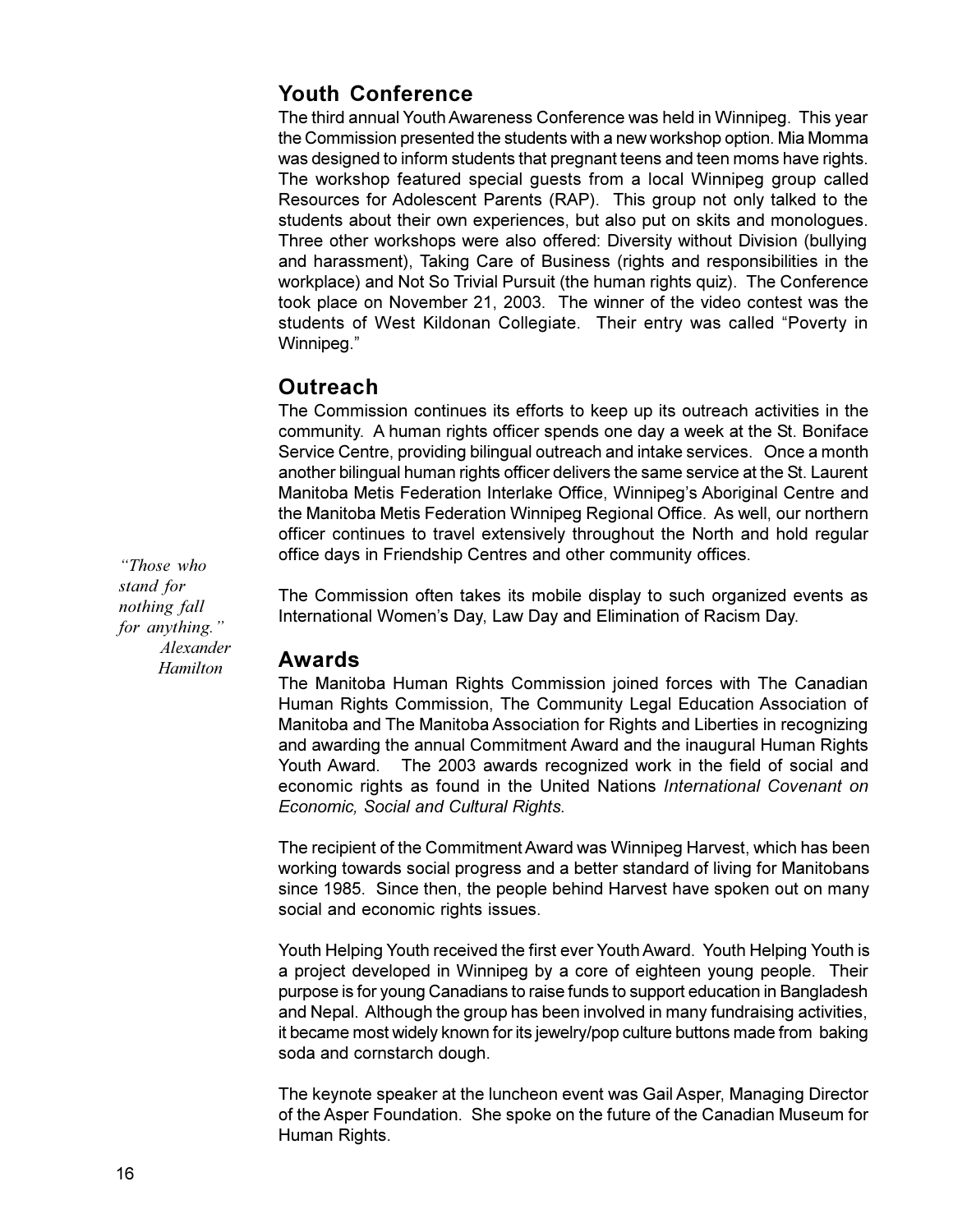## Youth Conference

The third annual Youth Awareness Conference was held in Winnipeg. This year the Commission presented the students with a new workshop option. Mia Momma was designed to inform students that pregnant teens and teen moms have rights. The workshop featured special guests from a local Winnipeg group called Resources for Adolescent Parents (RAP). This group not only talked to the students about their own experiences, but also put on skits and monologues. Three other workshops were also offered: Diversity without Division (bullying and harassment), Taking Care of Business (rights and responsibilities in the workplace) and Not So Trivial Pursuit (the human rights quiz). The Conference took place on November 21, 2003. The winner of the video contest was the students of West Kildonan Collegiate. Their entry was called "Poverty in Winnipeg."

## Outreach

The Commission continues its efforts to keep up its outreach activities in the community. A human rights officer spends one day a week at the St. Boniface Service Centre, providing bilingual outreach and intake services. Once a month another bilingual human rights officer delivers the same service at the St. Laurent Manitoba Metis Federation Interlake Office, Winnipeg's Aboriginal Centre and the Manitoba Metis Federation Winnipeg Regional Office. As well, our northern officer continues to travel extensively throughout the North and hold regular office days in Friendship Centres and other community offices.

*"Those who stand for nothing fall for anything."*
*Alexander Hamilton*

The Commission often takes its mobile display to such organized events as International Women's Day, Law Day and Elimination of Racism Day.

## Awards

The Manitoba Human Rights Commission joined forces with The Canadian Human Rights Commission, The Community Legal Education Association of Manitoba and The Manitoba Association for Rights and Liberties in recognizing and awarding the annual Commitment Award and the inaugural Human Rights Youth Award. The 2003 awards recognized work in the field of social and economic rights as found in the United Nations *International Covenant on Economic, Social and Cultural Rights.*

The recipient of the Commitment Award was Winnipeg Harvest, which has been working towards social progress and a better standard of living for Manitobans since 1985. Since then, the people behind Harvest have spoken out on many social and economic rights issues.

Youth Helping Youth received the first ever Youth Award. Youth Helping Youth is a project developed in Winnipeg by a core of eighteen young people. Their purpose is for young Canadians to raise funds to support education in Bangladesh and Nepal. Although the group has been involved in many fundraising activities, it became most widely known for its jewelry/pop culture buttons made from baking soda and cornstarch dough.

The keynote speaker at the luncheon event was Gail Asper, Managing Director of the Asper Foundation. She spoke on the future of the Canadian Museum for Human Rights.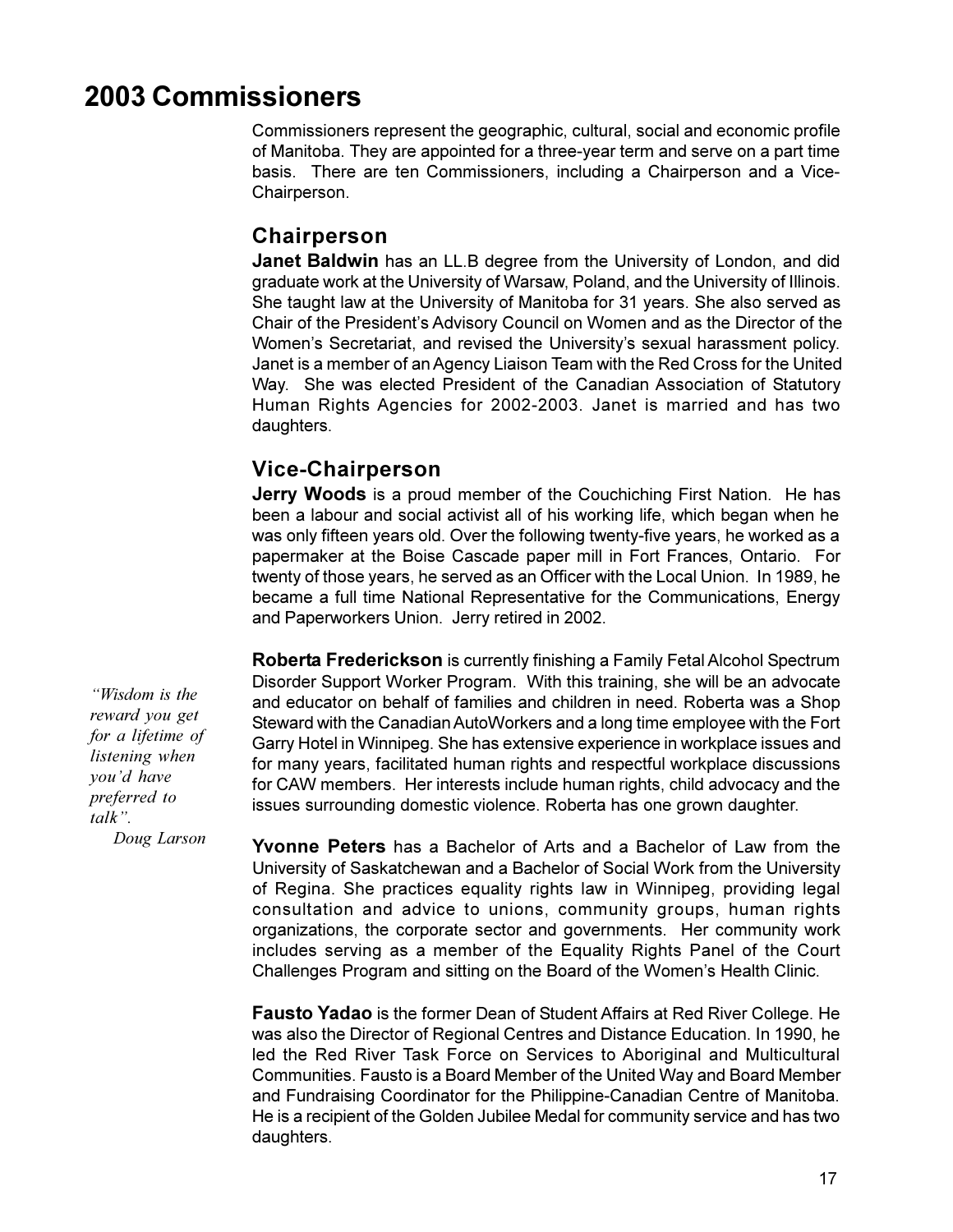# 2003 Commissioners

Commissioners represent the geographic, cultural, social and economic profile of Manitoba. They are appointed for a three-year term and serve on a part time basis. There are ten Commissioners, including a Chairperson and a Vice-Chairperson.

## Chairperson

**Janet Baldwin** has an LL.B degree from the University of London, and did graduate work at the University of Warsaw, Poland, and the University of Illinois. She taught law at the University of Manitoba for 31 years. She also served as Chair of the President's Advisory Council on Women and as the Director of the Women's Secretariat, and revised the University's sexual harassment policy. Janet is a member of an Agency Liaison Team with the Red Cross for the United Way. She was elected President of the Canadian Association of Statutory Human Rights Agencies for 2002-2003. Janet is married and has two daughters.

## Vice-Chairperson

**Jerry Woods** is a proud member of the Couchiching First Nation. He has been a labour and social activist all of his working life, which began when he was only fifteen years old. Over the following twenty-five years, he worked as a papermaker at the Boise Cascade paper mill in Fort Frances, Ontario. For twenty of those years, he served as an Officer with the Local Union. In 1989, he became a full time National Representative for the Communications, Energy and Paperworkers Union. Jerry retired in 2002.

*"Wisdom is the reward you get for a lifetime of listening when you'd have preferred to talk".*
*Doug Larson*

**Roberta Frederickson** is currently finishing a Family Fetal Alcohol Spectrum Disorder Support Worker Program. With this training, she will be an advocate and educator on behalf of families and children in need. Roberta was a Shop Steward with the Canadian AutoWorkers and a long time employee with the Fort Garry Hotel in Winnipeg. She has extensive experience in workplace issues and for many years, facilitated human rights and respectful workplace discussions for CAW members. Her interests include human rights, child advocacy and the issues surrounding domestic violence. Roberta has one grown daughter.

**Yvonne Peters** has a Bachelor of Arts and a Bachelor of Law from the University of Saskatchewan and a Bachelor of Social Work from the University of Regina. She practices equality rights law in Winnipeg, providing legal consultation and advice to unions, community groups, human rights organizations, the corporate sector and governments. Her community work includes serving as a member of the Equality Rights Panel of the Court Challenges Program and sitting on the Board of the Women's Health Clinic.

**Fausto Yadao** is the former Dean of Student Affairs at Red River College. He was also the Director of Regional Centres and Distance Education. In 1990, he led the Red River Task Force on Services to Aboriginal and Multicultural Communities. Fausto is a Board Member of the United Way and Board Member and Fundraising Coordinator for the Philippine-Canadian Centre of Manitoba. He is a recipient of the Golden Jubilee Medal for community service and has two daughters.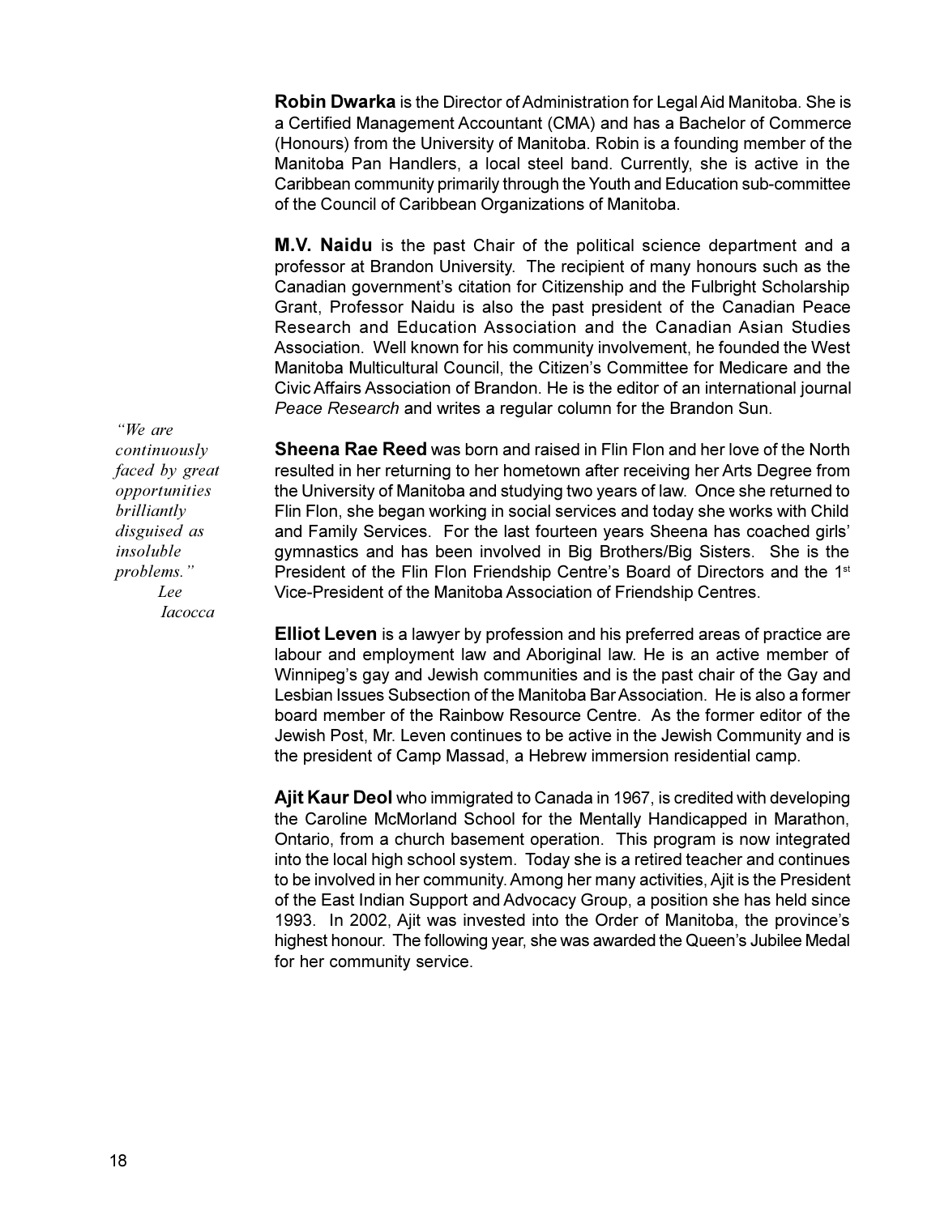**Robin Dwarka** is the Director of Administration for Legal Aid Manitoba. She is a Certified Management Accountant (CMA) and has a Bachelor of Commerce (Honours) from the University of Manitoba. Robin is a founding member of the Manitoba Pan Handlers, a local steel band. Currently, she is active in the Caribbean community primarily through the Youth and Education sub-committee of the Council of Caribbean Organizations of Manitoba.

**M.V. Naidu** is the past Chair of the political science department and a professor at Brandon University. The recipient of many honours such as the Canadian government's citation for Citizenship and the Fulbright Scholarship Grant, Professor Naidu is also the past president of the Canadian Peace Research and Education Association and the Canadian Asian Studies Association. Well known for his community involvement, he founded the West Manitoba Multicultural Council, the Citizen's Committee for Medicare and the Civic Affairs Association of Brandon. He is the editor of an international journal *Peace Research* and writes a regular column for the Brandon Sun.

*"We are continuously faced by great opportunities brilliantly disguised as insoluble problems."*
*Lee Iacocca*

**Sheena Rae Reed** was born and raised in Flin Flon and her love of the North resulted in her returning to her hometown after receiving her Arts Degree from the University of Manitoba and studying two years of law. Once she returned to Flin Flon, she began working in social services and today she works with Child and Family Services. For the last fourteen years Sheena has coached girls' gymnastics and has been involved in Big Brothers/Big Sisters. She is the President of the Flin Flon Friendship Centre's Board of Directors and the 1st Vice-President of the Manitoba Association of Friendship Centres.

**Elliot Leven** is a lawyer by profession and his preferred areas of practice are labour and employment law and Aboriginal law. He is an active member of Winnipeg's gay and Jewish communities and is the past chair of the Gay and Lesbian Issues Subsection of the Manitoba Bar Association. He is also a former board member of the Rainbow Resource Centre. As the former editor of the Jewish Post, Mr. Leven continues to be active in the Jewish Community and is the president of Camp Massad, a Hebrew immersion residential camp.

**Ajit Kaur Deol** who immigrated to Canada in 1967, is credited with developing the Caroline McMorland School for the Mentally Handicapped in Marathon, Ontario, from a church basement operation. This program is now integrated into the local high school system. Today she is a retired teacher and continues to be involved in her community. Among her many activities, Ajit is the President of the East Indian Support and Advocacy Group, a position she has held since 1993. In 2002, Ajit was invested into the Order of Manitoba, the province's highest honour. The following year, she was awarded the Queen's Jubilee Medal for her community service.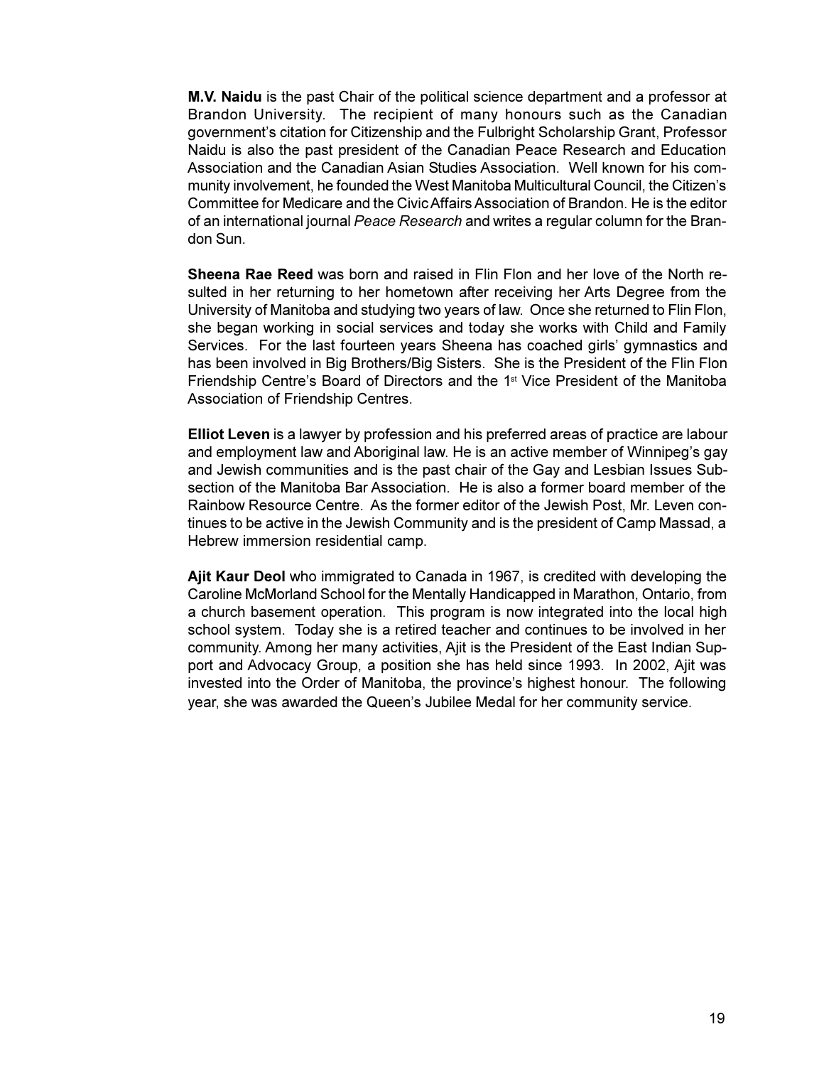**M.V. Naidu** is the past Chair of the political science department and a professor at Brandon University. The recipient of many honours such as the Canadian government's citation for Citizenship and the Fulbright Scholarship Grant, Professor Naidu is also the past president of the Canadian Peace Research and Education Association and the Canadian Asian Studies Association. Well known for his community involvement, he founded the West Manitoba Multicultural Council, the Citizen's Committee for Medicare and the Civic Affairs Association of Brandon. He is the editor of an international journal *Peace Research* and writes a regular column for the Brandon Sun.

**Sheena Rae Reed** was born and raised in Flin Flon and her love of the North resulted in her returning to her hometown after receiving her Arts Degree from the University of Manitoba and studying two years of law. Once she returned to Flin Flon, she began working in social services and today she works with Child and Family Services. For the last fourteen years Sheena has coached girls' gymnastics and has been involved in Big Brothers/Big Sisters. She is the President of the Flin Flon Friendship Centre's Board of Directors and the 1st Vice President of the Manitoba Association of Friendship Centres.

**Elliot Leven** is a lawyer by profession and his preferred areas of practice are labour and employment law and Aboriginal law. He is an active member of Winnipeg's gay and Jewish communities and is the past chair of the Gay and Lesbian Issues Subsection of the Manitoba Bar Association. He is also a former board member of the Rainbow Resource Centre. As the former editor of the Jewish Post, Mr. Leven continues to be active in the Jewish Community and is the president of Camp Massad, a Hebrew immersion residential camp.

**Ajit Kaur Deol** who immigrated to Canada in 1967, is credited with developing the Caroline McMorland School for the Mentally Handicapped in Marathon, Ontario, from a church basement operation. This program is now integrated into the local high school system. Today she is a retired teacher and continues to be involved in her community. Among her many activities, Ajit is the President of the East Indian Support and Advocacy Group, a position she has held since 1993. In 2002, Ajit was invested into the Order of Manitoba, the province's highest honour. The following year, she was awarded the Queen's Jubilee Medal for her community service.